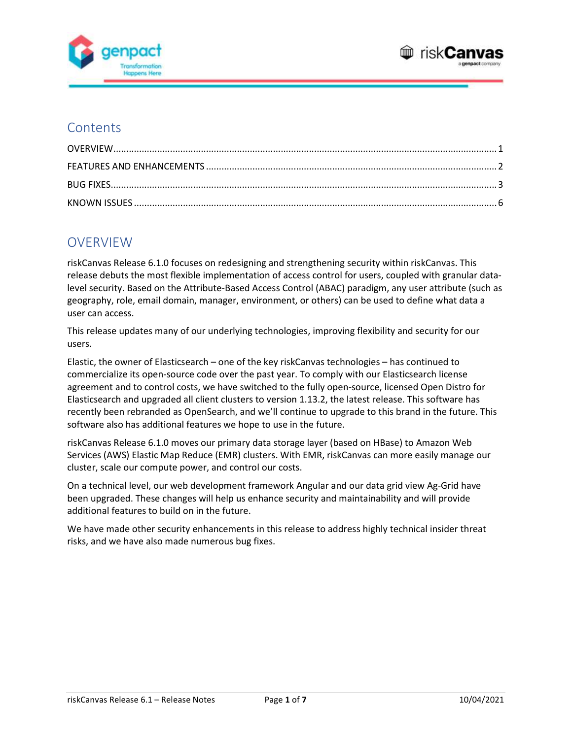# Contents

OVERVIEW .......... 1

FEATURES AND ENHANCEMENTS .......... 2

BUG FIXES .......... 3

KNOWN ISSUES .......... 6

# OVERVIEW

riskCanvas Release 6.1.0 focuses on redesigning and strengthening security within riskCanvas. This release debuts the most flexible implementation of access control for users, coupled with granular data-level security. Based on the Attribute-Based Access Control (ABAC) paradigm, any user attribute (such as geography, role, email domain, manager, environment, or others) can be used to define what data a user can access.

This release updates many of our underlying technologies, improving flexibility and security for our users.

Elastic, the owner of Elasticsearch – one of the key riskCanvas technologies – has continued to commercialize its open-source code over the past year. To comply with our Elasticsearch license agreement and to control costs, we have switched to the fully open-source, licensed Open Distro for Elasticsearch and upgraded all client clusters to version 1.13.2, the latest release. This software has recently been rebranded as OpenSearch, and we'll continue to upgrade to this brand in the future. This software also has additional features we hope to use in the future.

riskCanvas Release 6.1.0 moves our primary data storage layer (based on HBase) to Amazon Web Services (AWS) Elastic Map Reduce (EMR) clusters. With EMR, riskCanvas can more easily manage our cluster, scale our compute power, and control our costs.

On a technical level, our web development framework Angular and our data grid view Ag-Grid have been upgraded. These changes will help us enhance security and maintainability and will provide additional features to build on in the future.

We have made other security enhancements in this release to address highly technical insider threat risks, and we have also made numerous bug fixes.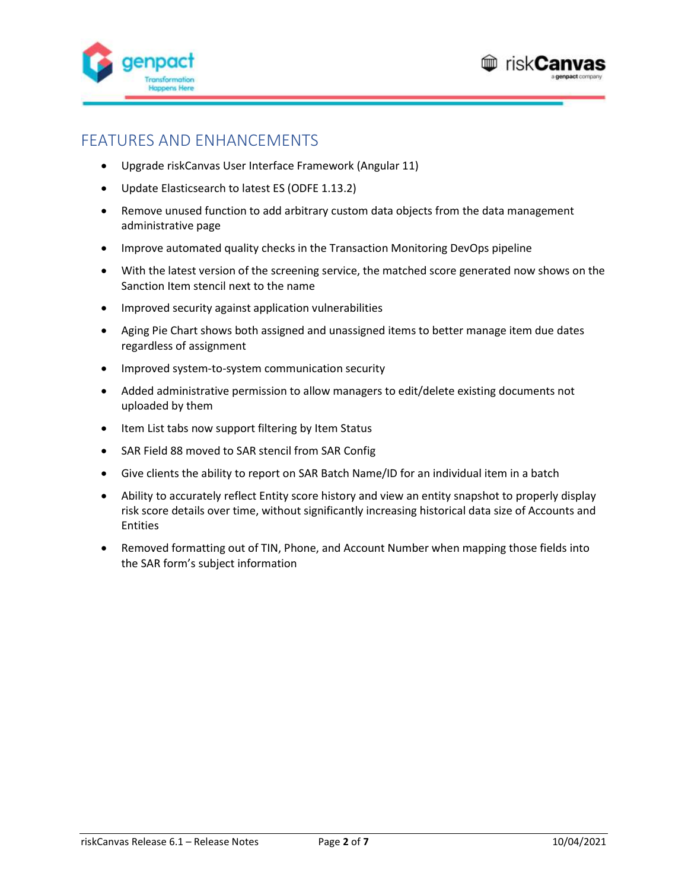# FEATURES AND ENHANCEMENTS

- Upgrade riskCanvas User Interface Framework (Angular 11)
- Update Elasticsearch to latest ES (ODFE 1.13.2)
- Remove unused function to add arbitrary custom data objects from the data management administrative page
- Improve automated quality checks in the Transaction Monitoring DevOps pipeline
- With the latest version of the screening service, the matched score generated now shows on the Sanction Item stencil next to the name
- Improved security against application vulnerabilities
- Aging Pie Chart shows both assigned and unassigned items to better manage item due dates regardless of assignment
- Improved system-to-system communication security
- Added administrative permission to allow managers to edit/delete existing documents not uploaded by them
- Item List tabs now support filtering by Item Status
- SAR Field 88 moved to SAR stencil from SAR Config
- Give clients the ability to report on SAR Batch Name/ID for an individual item in a batch
- Ability to accurately reflect Entity score history and view an entity snapshot to properly display risk score details over time, without significantly increasing historical data size of Accounts and Entities
- Removed formatting out of TIN, Phone, and Account Number when mapping those fields into the SAR form's subject information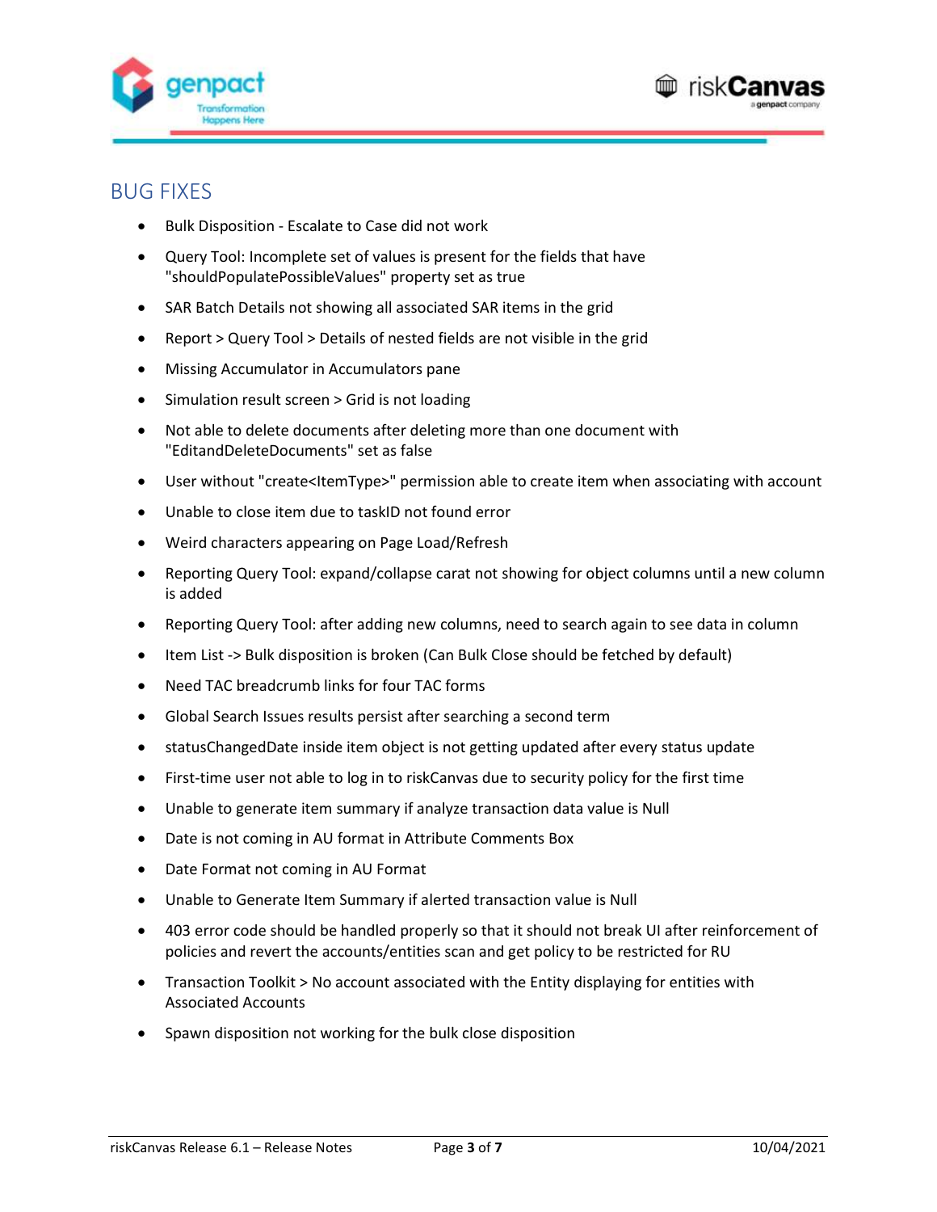## BUG FIXES

- Bulk Disposition - Escalate to Case did not work
- Query Tool: Incomplete set of values is present for the fields that have "shouldPopulatePossibleValues" property set as true
- SAR Batch Details not showing all associated SAR items in the grid
- Report > Query Tool > Details of nested fields are not visible in the grid
- Missing Accumulator in Accumulators pane
- Simulation result screen > Grid is not loading
- Not able to delete documents after deleting more than one document with "EditandDeleteDocuments" set as false
- User without "create<ItemType>" permission able to create item when associating with account
- Unable to close item due to taskID not found error
- Weird characters appearing on Page Load/Refresh
- Reporting Query Tool: expand/collapse carat not showing for object columns until a new column is added
- Reporting Query Tool: after adding new columns, need to search again to see data in column
- Item List -> Bulk disposition is broken (Can Bulk Close should be fetched by default)
- Need TAC breadcrumb links for four TAC forms
- Global Search Issues results persist after searching a second term
- statusChangedDate inside item object is not getting updated after every status update
- First-time user not able to log in to riskCanvas due to security policy for the first time
- Unable to generate item summary if analyze transaction data value is Null
- Date is not coming in AU format in Attribute Comments Box
- Date Format not coming in AU Format
- Unable to Generate Item Summary if alerted transaction value is Null
- 403 error code should be handled properly so that it should not break UI after reinforcement of policies and revert the accounts/entities scan and get policy to be restricted for RU
- Transaction Toolkit > No account associated with the Entity displaying for entities with Associated Accounts
- Spawn disposition not working for the bulk close disposition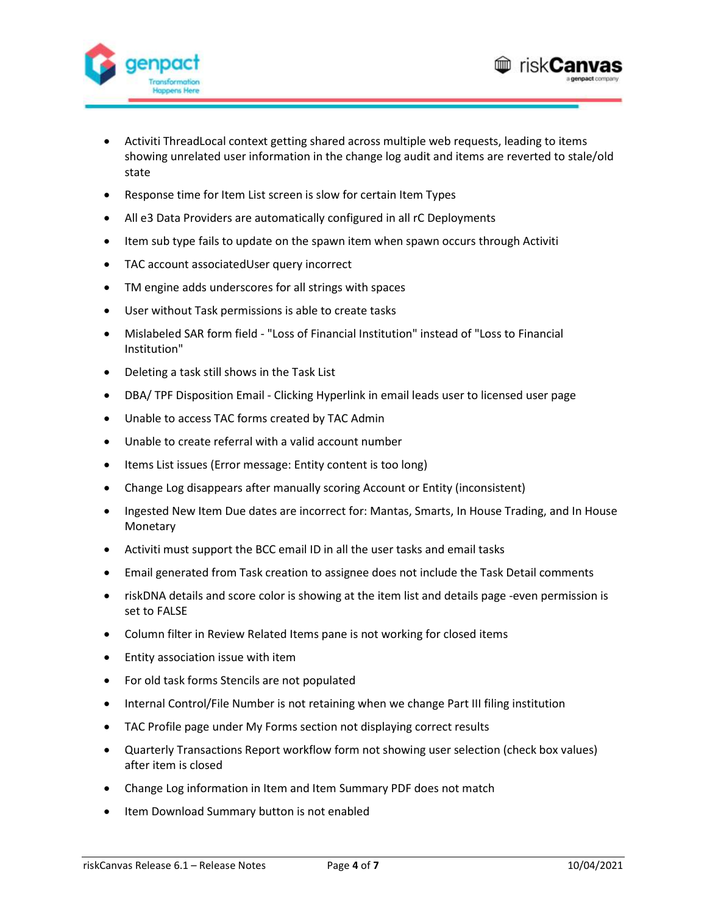- Activiti ThreadLocal context getting shared across multiple web requests, leading to items showing unrelated user information in the change log audit and items are reverted to stale/old state
- Response time for Item List screen is slow for certain Item Types
- All e3 Data Providers are automatically configured in all rC Deployments
- Item sub type fails to update on the spawn item when spawn occurs through Activiti
- TAC account associatedUser query incorrect
- TM engine adds underscores for all strings with spaces
- User without Task permissions is able to create tasks
- Mislabeled SAR form field - "Loss of Financial Institution" instead of "Loss to Financial Institution"
- Deleting a task still shows in the Task List
- DBA/ TPF Disposition Email - Clicking Hyperlink in email leads user to licensed user page
- Unable to access TAC forms created by TAC Admin
- Unable to create referral with a valid account number
- Items List issues (Error message: Entity content is too long)
- Change Log disappears after manually scoring Account or Entity (inconsistent)
- Ingested New Item Due dates are incorrect for: Mantas, Smarts, In House Trading, and In House Monetary
- Activiti must support the BCC email ID in all the user tasks and email tasks
- Email generated from Task creation to assignee does not include the Task Detail comments
- riskDNA details and score color is showing at the item list and details page -even permission is set to FALSE
- Column filter in Review Related Items pane is not working for closed items
- Entity association issue with item
- For old task forms Stencils are not populated
- Internal Control/File Number is not retaining when we change Part III filing institution
- TAC Profile page under My Forms section not displaying correct results
- Quarterly Transactions Report workflow form not showing user selection (check box values) after item is closed
- Change Log information in Item and Item Summary PDF does not match
- Item Download Summary button is not enabled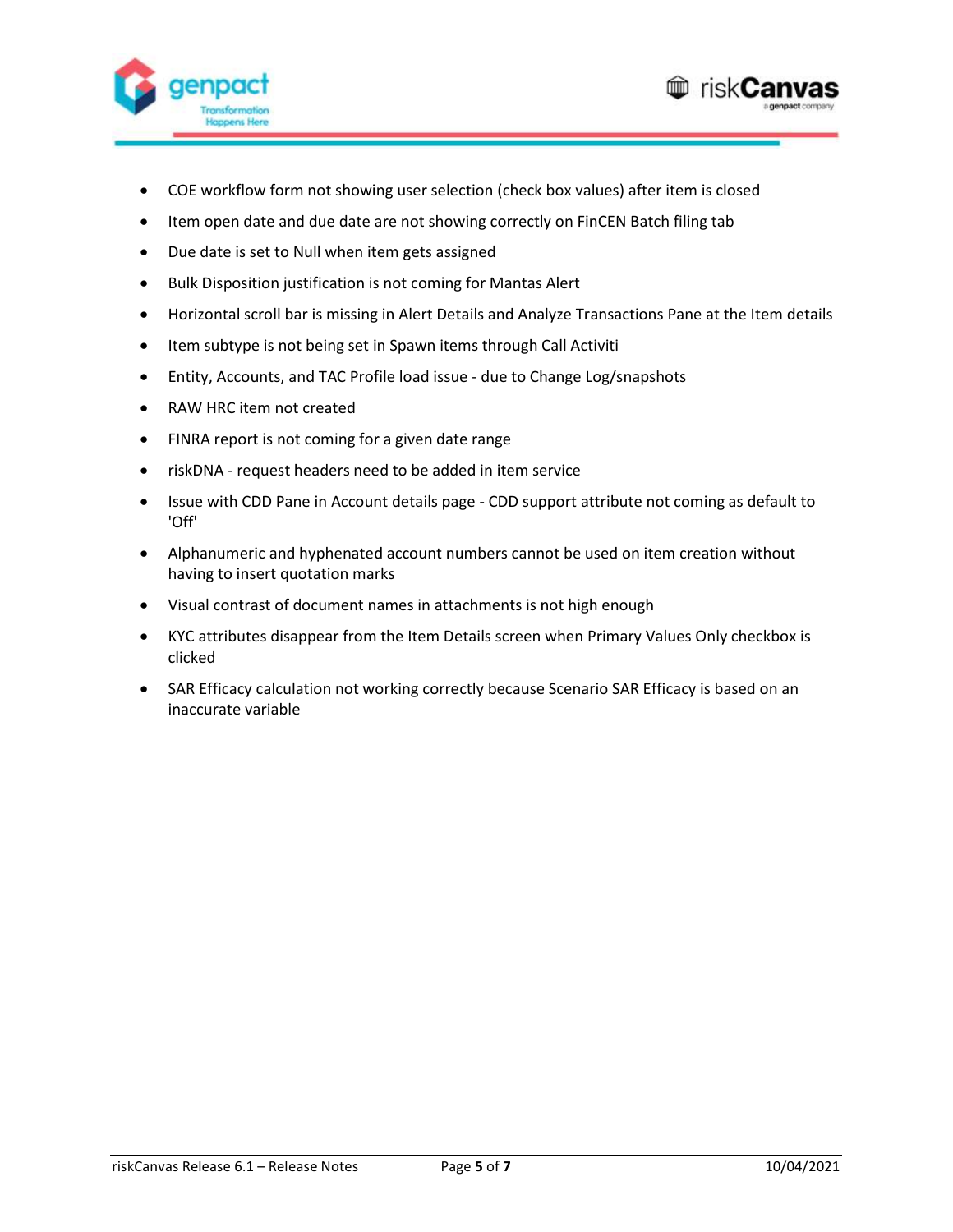- COE workflow form not showing user selection (check box values) after item is closed
- Item open date and due date are not showing correctly on FinCEN Batch filing tab
- Due date is set to Null when item gets assigned
- Bulk Disposition justification is not coming for Mantas Alert
- Horizontal scroll bar is missing in Alert Details and Analyze Transactions Pane at the Item details
- Item subtype is not being set in Spawn items through Call Activiti
- Entity, Accounts, and TAC Profile load issue - due to Change Log/snapshots
- RAW HRC item not created
- FINRA report is not coming for a given date range
- riskDNA - request headers need to be added in item service
- Issue with CDD Pane in Account details page - CDD support attribute not coming as default to 'Off'
- Alphanumeric and hyphenated account numbers cannot be used on item creation without having to insert quotation marks
- Visual contrast of document names in attachments is not high enough
- KYC attributes disappear from the Item Details screen when Primary Values Only checkbox is clicked
- SAR Efficacy calculation not working correctly because Scenario SAR Efficacy is based on an inaccurate variable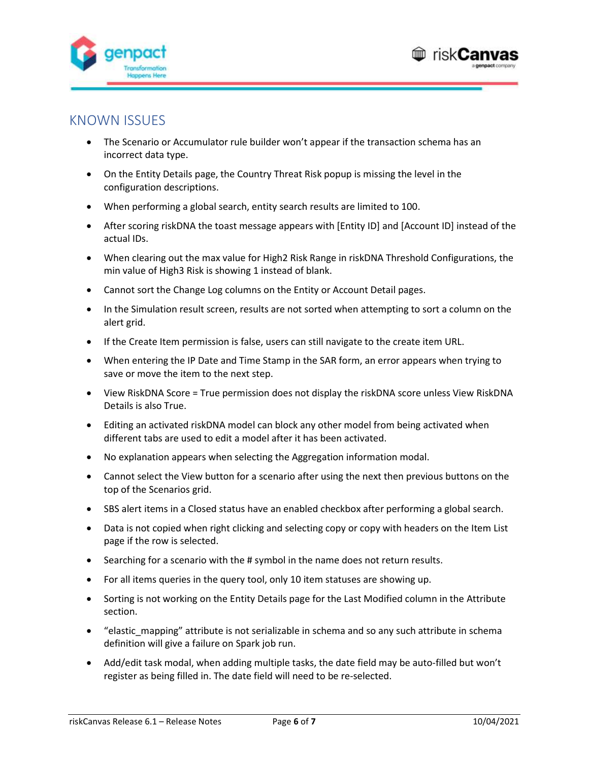## KNOWN ISSUES

- The Scenario or Accumulator rule builder won't appear if the transaction schema has an incorrect data type.
- On the Entity Details page, the Country Threat Risk popup is missing the level in the configuration descriptions.
- When performing a global search, entity search results are limited to 100.
- After scoring riskDNA the toast message appears with [Entity ID] and [Account ID] instead of the actual IDs.
- When clearing out the max value for High2 Risk Range in riskDNA Threshold Configurations, the min value of High3 Risk is showing 1 instead of blank.
- Cannot sort the Change Log columns on the Entity or Account Detail pages.
- In the Simulation result screen, results are not sorted when attempting to sort a column on the alert grid.
- If the Create Item permission is false, users can still navigate to the create item URL.
- When entering the IP Date and Time Stamp in the SAR form, an error appears when trying to save or move the item to the next step.
- View RiskDNA Score = True permission does not display the riskDNA score unless View RiskDNA Details is also True.
- Editing an activated riskDNA model can block any other model from being activated when different tabs are used to edit a model after it has been activated.
- No explanation appears when selecting the Aggregation information modal.
- Cannot select the View button for a scenario after using the next then previous buttons on the top of the Scenarios grid.
- SBS alert items in a Closed status have an enabled checkbox after performing a global search.
- Data is not copied when right clicking and selecting copy or copy with headers on the Item List page if the row is selected.
- Searching for a scenario with the # symbol in the name does not return results.
- For all items queries in the query tool, only 10 item statuses are showing up.
- Sorting is not working on the Entity Details page for the Last Modified column in the Attribute section.
- "elastic_mapping" attribute is not serializable in schema and so any such attribute in schema definition will give a failure on Spark job run.
- Add/edit task modal, when adding multiple tasks, the date field may be auto-filled but won't register as being filled in. The date field will need to be re-selected.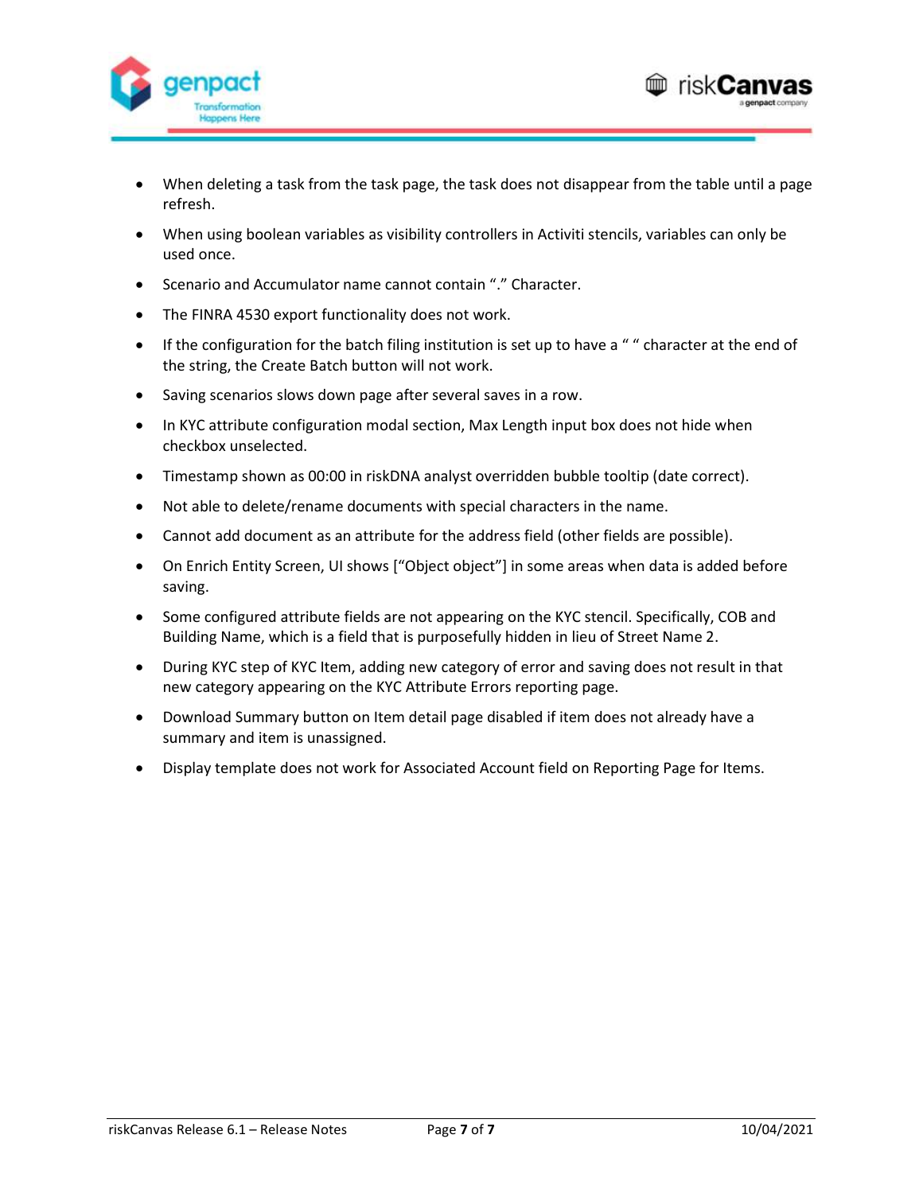- When deleting a task from the task page, the task does not disappear from the table until a page refresh.
- When using boolean variables as visibility controllers in Activiti stencils, variables can only be used once.
- Scenario and Accumulator name cannot contain "." Character.
- The FINRA 4530 export functionality does not work.
- If the configuration for the batch filing institution is set up to have a " " character at the end of the string, the Create Batch button will not work.
- Saving scenarios slows down page after several saves in a row.
- In KYC attribute configuration modal section, Max Length input box does not hide when checkbox unselected.
- Timestamp shown as 00:00 in riskDNA analyst overridden bubble tooltip (date correct).
- Not able to delete/rename documents with special characters in the name.
- Cannot add document as an attribute for the address field (other fields are possible).
- On Enrich Entity Screen, UI shows ["Object object"] in some areas when data is added before saving.
- Some configured attribute fields are not appearing on the KYC stencil. Specifically, COB and Building Name, which is a field that is purposefully hidden in lieu of Street Name 2.
- During KYC step of KYC Item, adding new category of error and saving does not result in that new category appearing on the KYC Attribute Errors reporting page.
- Download Summary button on Item detail page disabled if item does not already have a summary and item is unassigned.
- Display template does not work for Associated Account field on Reporting Page for Items.